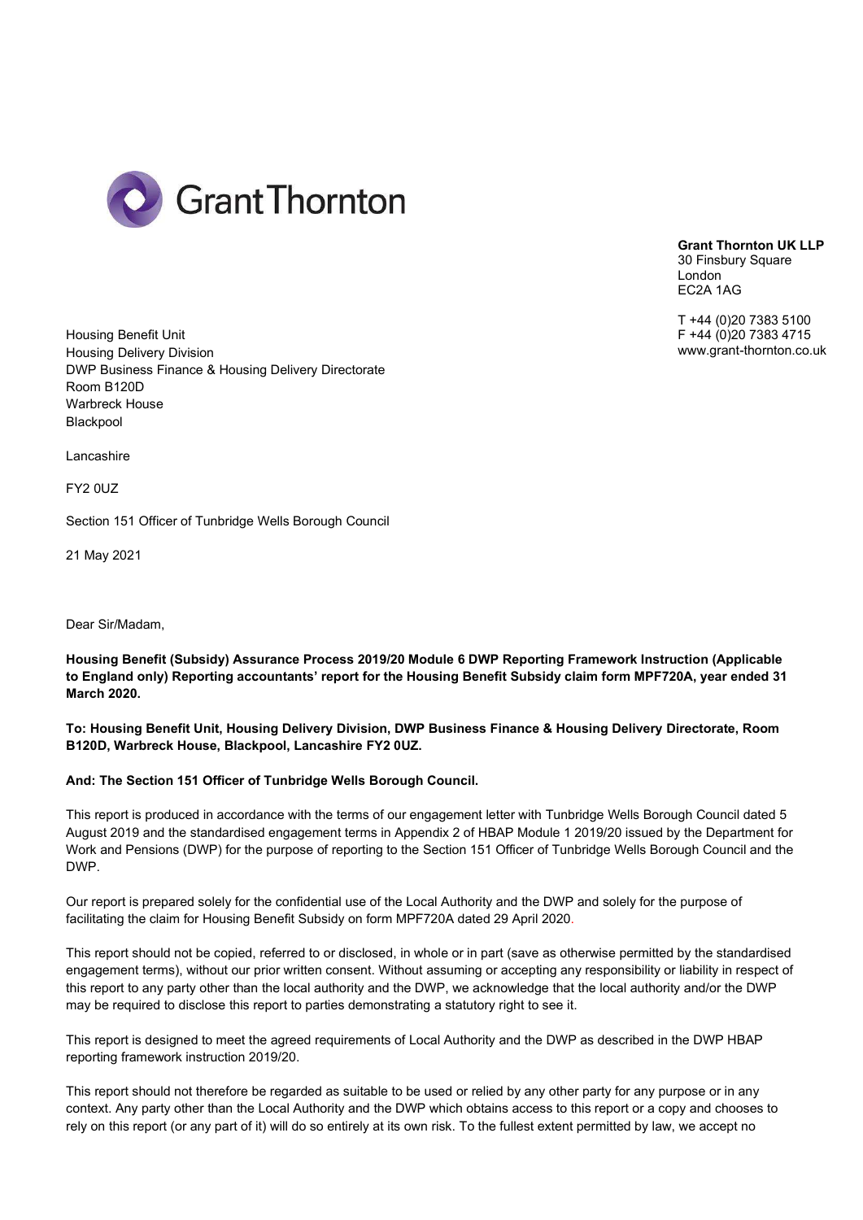Grant Thornton

**Grant Thornton UK LLP**
30 Finsbury Square
London
EC2A 1AG

T +44 (0)20 7383 5100
F +44 (0)20 7383 4715
www.grant-thornton.co.uk

Housing Benefit Unit
Housing Delivery Division
DWP Business Finance & Housing Delivery Directorate
Room B120D
Warbreck House
Blackpool

Lancashire

FY2 0UZ

Section 151 Officer of Tunbridge Wells Borough Council

21 May 2021

Dear Sir/Madam,

**Housing Benefit (Subsidy) Assurance Process 2019/20 Module 6 DWP Reporting Framework Instruction (Applicable to England only) Reporting accountants' report for the Housing Benefit Subsidy claim form MPF720A, year ended 31 March 2020.**

**To: Housing Benefit Unit, Housing Delivery Division, DWP Business Finance & Housing Delivery Directorate, Room B120D, Warbreck House, Blackpool, Lancashire FY2 0UZ.**

**And: The Section 151 Officer of Tunbridge Wells Borough Council.**

This report is produced in accordance with the terms of our engagement letter with Tunbridge Wells Borough Council dated 5 August 2019 and the standardised engagement terms in Appendix 2 of HBAP Module 1 2019/20 issued by the Department for Work and Pensions (DWP) for the purpose of reporting to the Section 151 Officer of Tunbridge Wells Borough Council and the DWP.

Our report is prepared solely for the confidential use of the Local Authority and the DWP and solely for the purpose of facilitating the claim for Housing Benefit Subsidy on form MPF720A dated 29 April 2020.

This report should not be copied, referred to or disclosed, in whole or in part (save as otherwise permitted by the standardised engagement terms), without our prior written consent. Without assuming or accepting any responsibility or liability in respect of this report to any party other than the local authority and the DWP, we acknowledge that the local authority and/or the DWP may be required to disclose this report to parties demonstrating a statutory right to see it.

This report is designed to meet the agreed requirements of Local Authority and the DWP as described in the DWP HBAP reporting framework instruction 2019/20.

This report should not therefore be regarded as suitable to be used or relied by any other party for any purpose or in any context. Any party other than the Local Authority and the DWP which obtains access to this report or a copy and chooses to rely on this report (or any part of it) will do so entirely at its own risk. To the fullest extent permitted by law, we accept no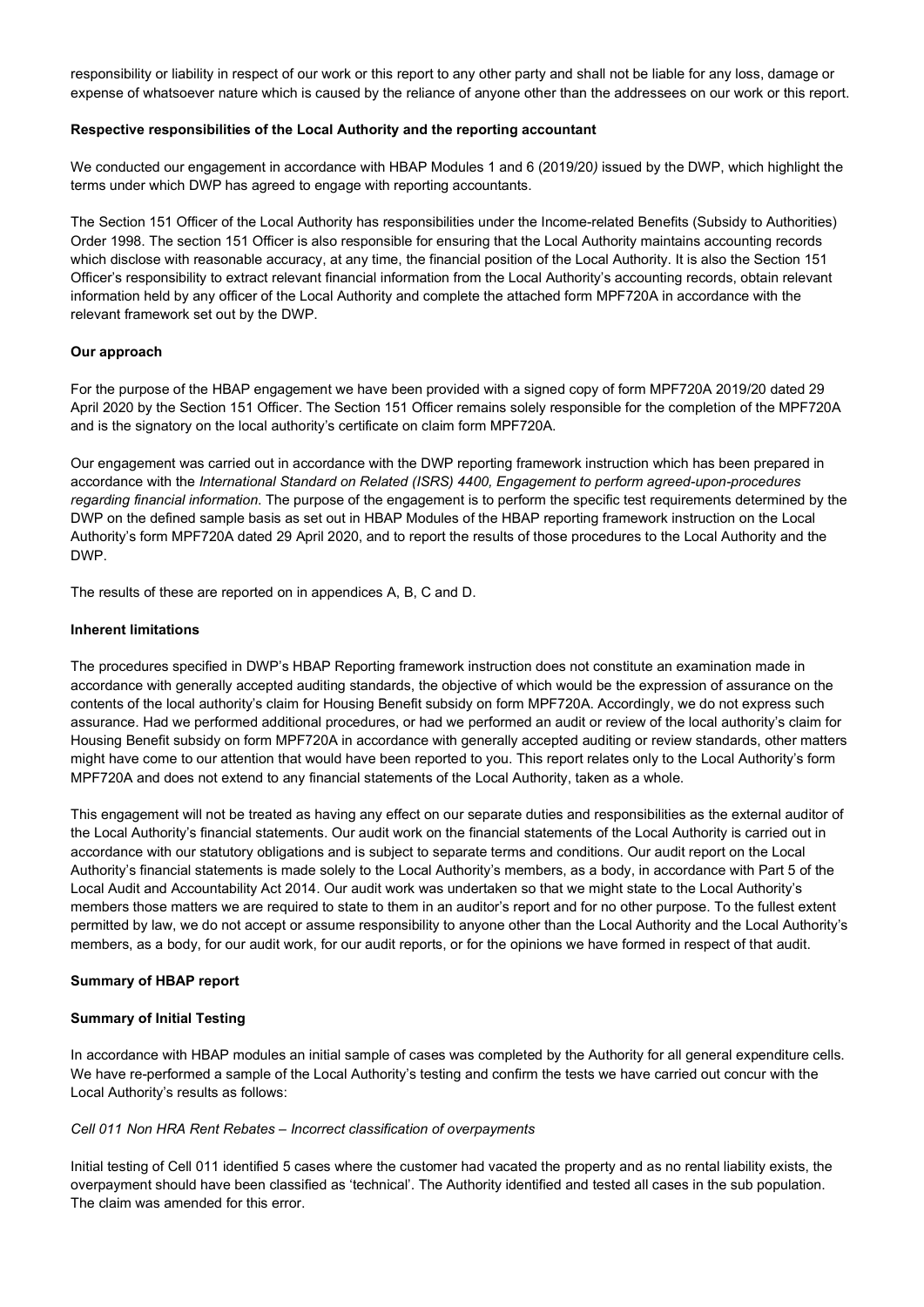responsibility or liability in respect of our work or this report to any other party and shall not be liable for any loss, damage or expense of whatsoever nature which is caused by the reliance of anyone other than the addressees on our work or this report.

**Respective responsibilities of the Local Authority and the reporting accountant**

We conducted our engagement in accordance with HBAP Modules 1 and 6 (2019/20*)* issued by the DWP, which highlight the terms under which DWP has agreed to engage with reporting accountants.

The Section 151 Officer of the Local Authority has responsibilities under the Income-related Benefits (Subsidy to Authorities) Order 1998. The section 151 Officer is also responsible for ensuring that the Local Authority maintains accounting records which disclose with reasonable accuracy, at any time, the financial position of the Local Authority. It is also the Section 151 Officer's responsibility to extract relevant financial information from the Local Authority's accounting records, obtain relevant information held by any officer of the Local Authority and complete the attached form MPF720A in accordance with the relevant framework set out by the DWP.

**Our approach**

For the purpose of the HBAP engagement we have been provided with a signed copy of form MPF720A 2019/20 dated 29 April 2020 by the Section 151 Officer. The Section 151 Officer remains solely responsible for the completion of the MPF720A and is the signatory on the local authority's certificate on claim form MPF720A.

Our engagement was carried out in accordance with the DWP reporting framework instruction which has been prepared in accordance with the *International Standard on Related (ISRS) 4400, Engagement to perform agreed-upon-procedures regarding financial information*. The purpose of the engagement is to perform the specific test requirements determined by the DWP on the defined sample basis as set out in HBAP Modules of the HBAP reporting framework instruction on the Local Authority's form MPF720A dated 29 April 2020, and to report the results of those procedures to the Local Authority and the DWP.

The results of these are reported on in appendices A, B, C and D.

**Inherent limitations**

The procedures specified in DWP's HBAP Reporting framework instruction does not constitute an examination made in accordance with generally accepted auditing standards, the objective of which would be the expression of assurance on the contents of the local authority's claim for Housing Benefit subsidy on form MPF720A. Accordingly, we do not express such assurance. Had we performed additional procedures, or had we performed an audit or review of the local authority's claim for Housing Benefit subsidy on form MPF720A in accordance with generally accepted auditing or review standards, other matters might have come to our attention that would have been reported to you. This report relates only to the Local Authority's form MPF720A and does not extend to any financial statements of the Local Authority, taken as a whole.

This engagement will not be treated as having any effect on our separate duties and responsibilities as the external auditor of the Local Authority's financial statements. Our audit work on the financial statements of the Local Authority is carried out in accordance with our statutory obligations and is subject to separate terms and conditions. Our audit report on the Local Authority's financial statements is made solely to the Local Authority's members, as a body, in accordance with Part 5 of the Local Audit and Accountability Act 2014. Our audit work was undertaken so that we might state to the Local Authority's members those matters we are required to state to them in an auditor's report and for no other purpose. To the fullest extent permitted by law, we do not accept or assume responsibility to anyone other than the Local Authority and the Local Authority's members, as a body, for our audit work, for our audit reports, or for the opinions we have formed in respect of that audit.

**Summary of HBAP report**

**Summary of Initial Testing**

In accordance with HBAP modules an initial sample of cases was completed by the Authority for all general expenditure cells. We have re-performed a sample of the Local Authority's testing and confirm the tests we have carried out concur with the Local Authority's results as follows:

*Cell 011 Non HRA Rent Rebates – Incorrect classification of overpayments*

Initial testing of Cell 011 identified 5 cases where the customer had vacated the property and as no rental liability exists, the overpayment should have been classified as 'technical'. The Authority identified and tested all cases in the sub population. The claim was amended for this error.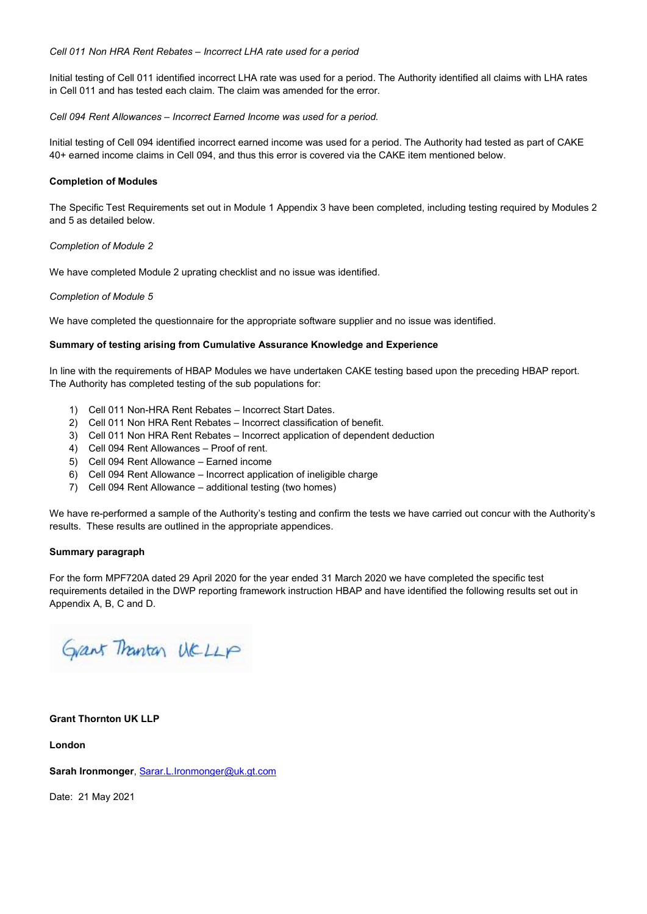*Cell 011 Non HRA Rent Rebates – Incorrect LHA rate used for a period*

Initial testing of Cell 011 identified incorrect LHA rate was used for a period. The Authority identified all claims with LHA rates in Cell 011 and has tested each claim. The claim was amended for the error.

*Cell 094 Rent Allowances – Incorrect Earned Income was used for a period.*

Initial testing of Cell 094 identified incorrect earned income was used for a period. The Authority had tested as part of CAKE 40+ earned income claims in Cell 094, and thus this error is covered via the CAKE item mentioned below.

**Completion of Modules**

The Specific Test Requirements set out in Module 1 Appendix 3 have been completed, including testing required by Modules 2 and 5 as detailed below.

*Completion of Module 2*

We have completed Module 2 uprating checklist and no issue was identified.

*Completion of Module 5*

We have completed the questionnaire for the appropriate software supplier and no issue was identified.

**Summary of testing arising from Cumulative Assurance Knowledge and Experience**

In line with the requirements of HBAP Modules we have undertaken CAKE testing based upon the preceding HBAP report. The Authority has completed testing of the sub populations for:

1) Cell 011 Non-HRA Rent Rebates – Incorrect Start Dates.
2) Cell 011 Non HRA Rent Rebates – Incorrect classification of benefit.
3) Cell 011 Non HRA Rent Rebates – Incorrect application of dependent deduction
4) Cell 094 Rent Allowances – Proof of rent.
5) Cell 094 Rent Allowance – Earned income
6) Cell 094 Rent Allowance – Incorrect application of ineligible charge
7) Cell 094 Rent Allowance – additional testing (two homes)

We have re-performed a sample of the Authority's testing and confirm the tests we have carried out concur with the Authority's results. These results are outlined in the appropriate appendices.

**Summary paragraph**

For the form MPF720A dated 29 April 2020 for the year ended 31 March 2020 we have completed the specific test requirements detailed in the DWP reporting framework instruction HBAP and have identified the following results set out in Appendix A, B, C and D.

Grant Thornton UK LLP

**Grant Thornton UK LLP**

**London**

**Sarah Ironmonger**, Sarar.L.Ironmonger@uk.gt.com

Date: 21 May 2021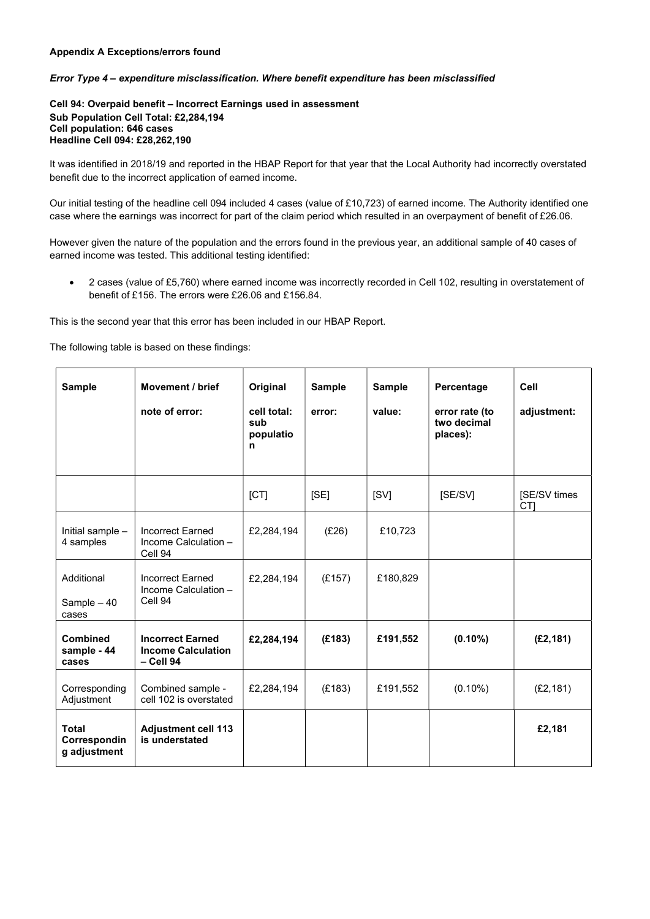**Appendix A Exceptions/errors found**

***Error Type 4 – expenditure misclassification. Where benefit expenditure has been misclassified***

**Cell 94: Overpaid benefit – Incorrect Earnings used in assessment**
**Sub Population Cell Total: £2,284,194**
**Cell population: 646 cases**
**Headline Cell 094: £28,262,190**

It was identified in 2018/19 and reported in the HBAP Report for that year that the Local Authority had incorrectly overstated benefit due to the incorrect application of earned income.

Our initial testing of the headline cell 094 included 4 cases (value of £10,723) of earned income. The Authority identified one case where the earnings was incorrect for part of the claim period which resulted in an overpayment of benefit of £26.06.

However given the nature of the population and the errors found in the previous year, an additional sample of 40 cases of earned income was tested. This additional testing identified:

- 2 cases (value of £5,760) where earned income was incorrectly recorded in Cell 102, resulting in overstatement of benefit of £156. The errors were £26.06 and £156.84.

This is the second year that this error has been included in our HBAP Report.

The following table is based on these findings:

| Sample | Movement / brief note of error: | Original cell total: sub population | Sample error: | Sample value: | Percentage error rate (to two decimal places): | Cell adjustment: |
|---|---|---|---|---|---|---|
| | | [CT] | [SE] | [SV] | [SE/SV] | [SE/SV times CT] |
| Initial sample – 4 samples | Incorrect Earned Income Calculation – Cell 94 | £2,284,194 | (£26) | £10,723 | | |
| Additional Sample – 40 cases | Incorrect Earned Income Calculation – Cell 94 | £2,284,194 | (£157) | £180,829 | | |
| **Combined sample - 44 cases** | **Incorrect Earned Income Calculation – Cell 94** | **£2,284,194** | **(£183)** | **£191,552** | **(0.10%)** | **(£2,181)** |
| Corresponding Adjustment | Combined sample - cell 102 is overstated | £2,284,194 | (£183) | £191,552 | (0.10%) | (£2,181) |
| **Total Corresponding adjustment** | **Adjustment cell 113 is understated** | | | | | **£2,181** |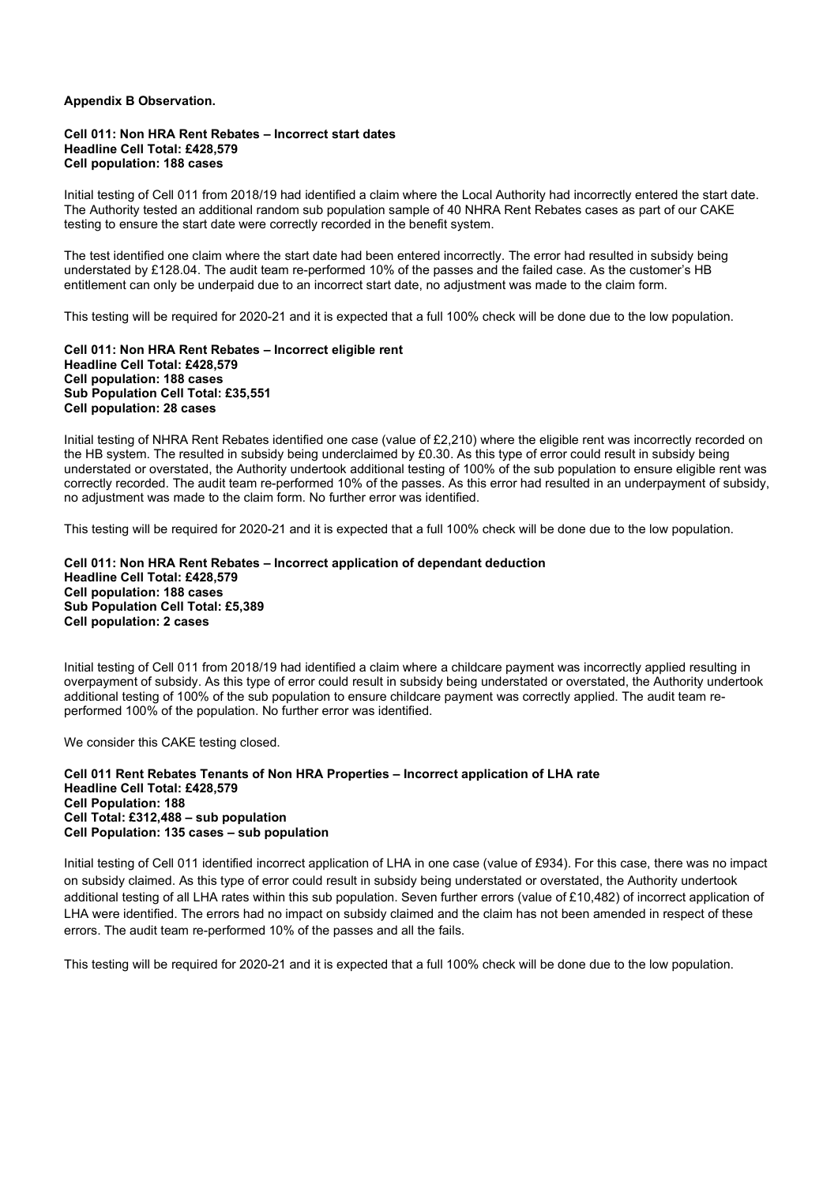**Appendix B Observation.**

**Cell 011: Non HRA Rent Rebates – Incorrect start dates**
**Headline Cell Total: £428,579**
**Cell population: 188 cases**

Initial testing of Cell 011 from 2018/19 had identified a claim where the Local Authority had incorrectly entered the start date. The Authority tested an additional random sub population sample of 40 NHRA Rent Rebates cases as part of our CAKE testing to ensure the start date were correctly recorded in the benefit system.

The test identified one claim where the start date had been entered incorrectly. The error had resulted in subsidy being understated by £128.04. The audit team re-performed 10% of the passes and the failed case. As the customer's HB entitlement can only be underpaid due to an incorrect start date, no adjustment was made to the claim form.

This testing will be required for 2020-21 and it is expected that a full 100% check will be done due to the low population.

**Cell 011: Non HRA Rent Rebates – Incorrect eligible rent**
**Headline Cell Total: £428,579**
**Cell population: 188 cases**
**Sub Population Cell Total: £35,551**
**Cell population: 28 cases**

Initial testing of NHRA Rent Rebates identified one case (value of £2,210) where the eligible rent was incorrectly recorded on the HB system. The resulted in subsidy being underclaimed by £0.30. As this type of error could result in subsidy being understated or overstated, the Authority undertook additional testing of 100% of the sub population to ensure eligible rent was correctly recorded. The audit team re-performed 10% of the passes. As this error had resulted in an underpayment of subsidy, no adjustment was made to the claim form. No further error was identified.

This testing will be required for 2020-21 and it is expected that a full 100% check will be done due to the low population.

**Cell 011: Non HRA Rent Rebates – Incorrect application of dependant deduction**
**Headline Cell Total: £428,579**
**Cell population: 188 cases**
**Sub Population Cell Total: £5,389**
**Cell population: 2 cases**

Initial testing of Cell 011 from 2018/19 had identified a claim where a childcare payment was incorrectly applied resulting in overpayment of subsidy. As this type of error could result in subsidy being understated or overstated, the Authority undertook additional testing of 100% of the sub population to ensure childcare payment was correctly applied. The audit team re-performed 100% of the population. No further error was identified.

We consider this CAKE testing closed.

**Cell 011 Rent Rebates Tenants of Non HRA Properties – Incorrect application of LHA rate**
**Headline Cell Total: £428,579**
**Cell Population: 188**
**Cell Total: £312,488 – sub population**
**Cell Population: 135 cases – sub population**

Initial testing of Cell 011 identified incorrect application of LHA in one case (value of £934). For this case, there was no impact on subsidy claimed. As this type of error could result in subsidy being understated or overstated, the Authority undertook additional testing of all LHA rates within this sub population. Seven further errors (value of £10,482) of incorrect application of LHA were identified. The errors had no impact on subsidy claimed and the claim has not been amended in respect of these errors. The audit team re-performed 10% of the passes and all the fails.

This testing will be required for 2020-21 and it is expected that a full 100% check will be done due to the low population.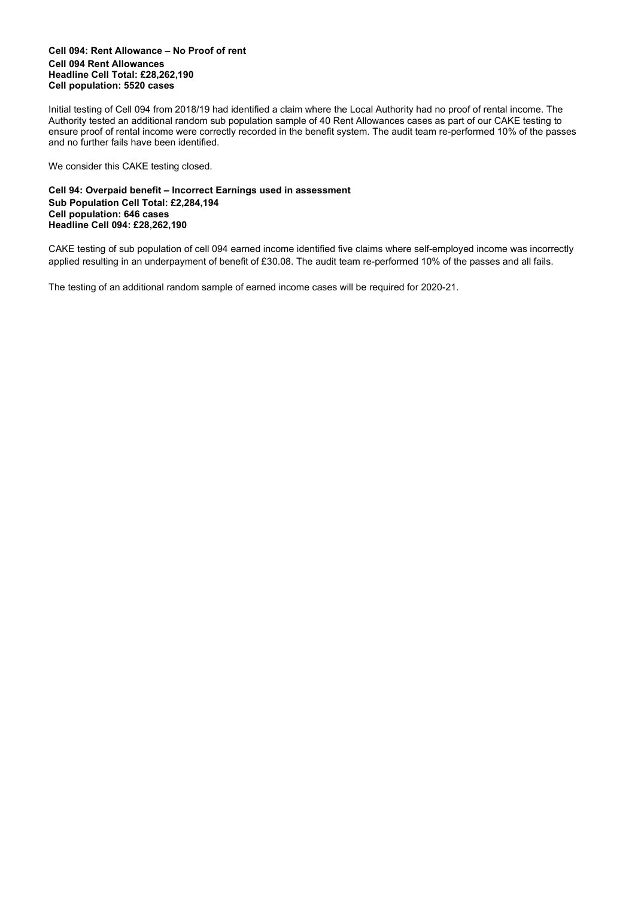**Cell 094: Rent Allowance – No Proof of rent**
**Cell 094 Rent Allowances**
**Headline Cell Total: £28,262,190**
**Cell population: 5520 cases**

Initial testing of Cell 094 from 2018/19 had identified a claim where the Local Authority had no proof of rental income. The Authority tested an additional random sub population sample of 40 Rent Allowances cases as part of our CAKE testing to ensure proof of rental income were correctly recorded in the benefit system. The audit team re-performed 10% of the passes and no further fails have been identified.

We consider this CAKE testing closed.

**Cell 94: Overpaid benefit – Incorrect Earnings used in assessment**
**Sub Population Cell Total: £2,284,194**
**Cell population: 646 cases**
**Headline Cell 094: £28,262,190**

CAKE testing of sub population of cell 094 earned income identified five claims where self-employed income was incorrectly applied resulting in an underpayment of benefit of £30.08. The audit team re-performed 10% of the passes and all fails.

The testing of an additional random sample of earned income cases will be required for 2020-21.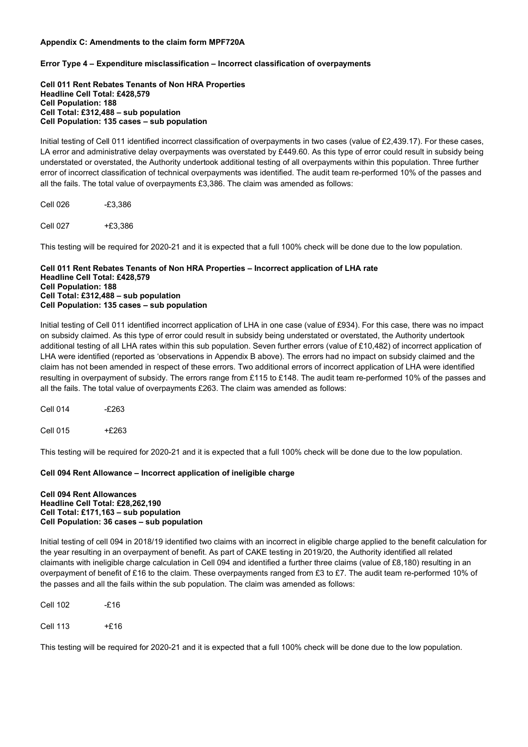**Appendix C: Amendments to the claim form MPF720A**

**Error Type 4 – Expenditure misclassification – Incorrect classification of overpayments**

**Cell 011 Rent Rebates Tenants of Non HRA Properties**
**Headline Cell Total: £428,579**
**Cell Population: 188**
**Cell Total: £312,488 – sub population**
**Cell Population: 135 cases – sub population**

Initial testing of Cell 011 identified incorrect classification of overpayments in two cases (value of £2,439.17). For these cases, LA error and administrative delay overpayments was overstated by £449.60. As this type of error could result in subsidy being understated or overstated, the Authority undertook additional testing of all overpayments within this population. Three further error of incorrect classification of technical overpayments was identified. The audit team re-performed 10% of the passes and all the fails. The total value of overpayments £3,386. The claim was amended as follows:

| | |
|---|---|
| Cell 026 | -£3,386 |
| Cell 027 | +£3,386 |

This testing will be required for 2020-21 and it is expected that a full 100% check will be done due to the low population.

**Cell 011 Rent Rebates Tenants of Non HRA Properties – Incorrect application of LHA rate**
**Headline Cell Total: £428,579**
**Cell Population: 188**
**Cell Total: £312,488 – sub population**
**Cell Population: 135 cases – sub population**

Initial testing of Cell 011 identified incorrect application of LHA in one case (value of £934). For this case, there was no impact on subsidy claimed. As this type of error could result in subsidy being understated or overstated, the Authority undertook additional testing of all LHA rates within this sub population. Seven further errors (value of £10,482) of incorrect application of LHA were identified (reported as 'observations in Appendix B above). The errors had no impact on subsidy claimed and the claim has not been amended in respect of these errors. Two additional errors of incorrect application of LHA were identified resulting in overpayment of subsidy. The errors range from £115 to £148. The audit team re-performed 10% of the passes and all the fails. The total value of overpayments £263. The claim was amended as follows:

| | |
|---|---|
| Cell 014 | -£263 |
| Cell 015 | +£263 |

This testing will be required for 2020-21 and it is expected that a full 100% check will be done due to the low population.

**Cell 094 Rent Allowance – Incorrect application of ineligible charge**

**Cell 094 Rent Allowances**
**Headline Cell Total: £28,262,190**
**Cell Total: £171,163 – sub population**
**Cell Population: 36 cases – sub population**

Initial testing of cell 094 in 2018/19 identified two claims with an incorrect in eligible charge applied to the benefit calculation for the year resulting in an overpayment of benefit. As part of CAKE testing in 2019/20, the Authority identified all related claimants with ineligible charge calculation in Cell 094 and identified a further three claims (value of £8,180) resulting in an overpayment of benefit of £16 to the claim. These overpayments ranged from £3 to £7. The audit team re-performed 10% of the passes and all the fails within the sub population. The claim was amended as follows:

| | |
|---|---|
| Cell 102 | -£16 |
| Cell 113 | +£16 |

This testing will be required for 2020-21 and it is expected that a full 100% check will be done due to the low population.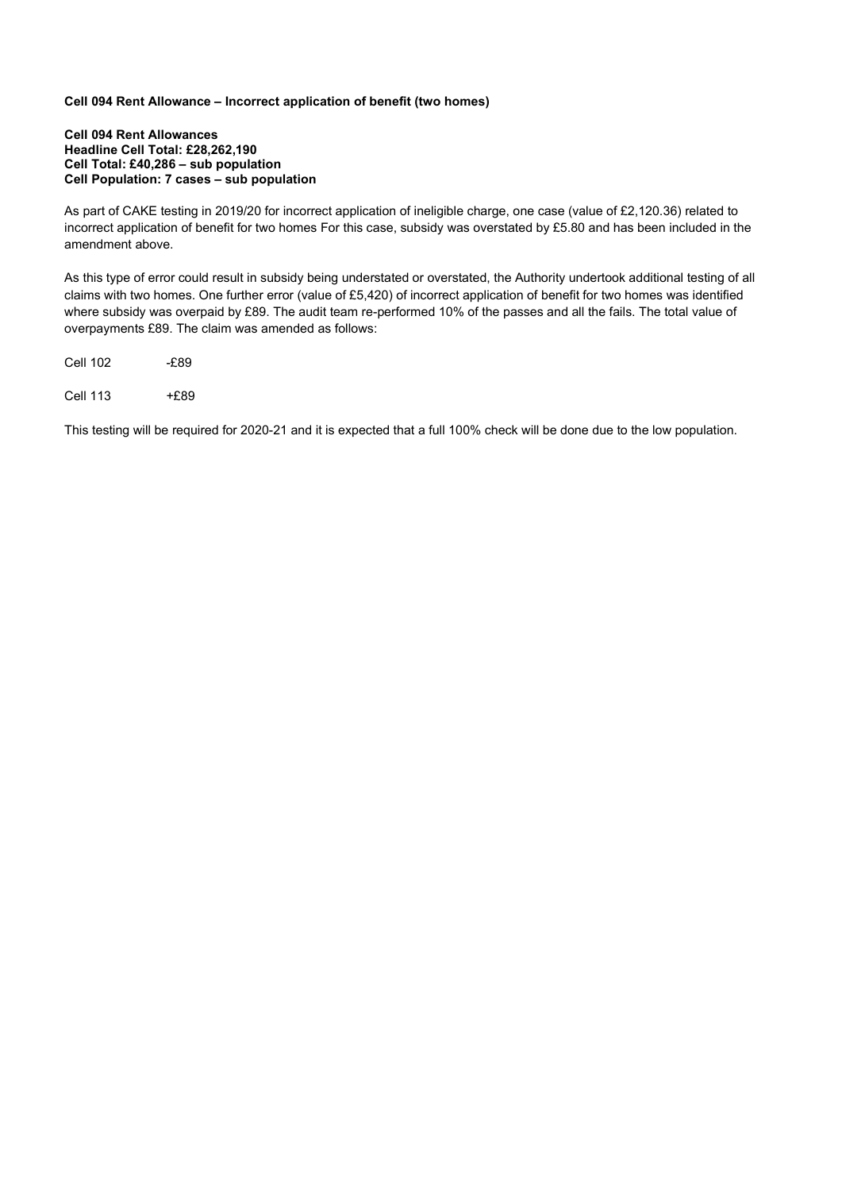**Cell 094 Rent Allowance – Incorrect application of benefit (two homes)**

**Cell 094 Rent Allowances**
**Headline Cell Total: £28,262,190**
**Cell Total: £40,286 – sub population**
**Cell Population: 7 cases – sub population**

As part of CAKE testing in 2019/20 for incorrect application of ineligible charge, one case (value of £2,120.36) related to incorrect application of benefit for two homes For this case, subsidy was overstated by £5.80 and has been included in the amendment above.

As this type of error could result in subsidy being understated or overstated, the Authority undertook additional testing of all claims with two homes. One further error (value of £5,420) of incorrect application of benefit for two homes was identified where subsidy was overpaid by £89. The audit team re-performed 10% of the passes and all the fails. The total value of overpayments £89. The claim was amended as follows:

Cell 102 -£89

Cell 113 +£89

This testing will be required for 2020-21 and it is expected that a full 100% check will be done due to the low population.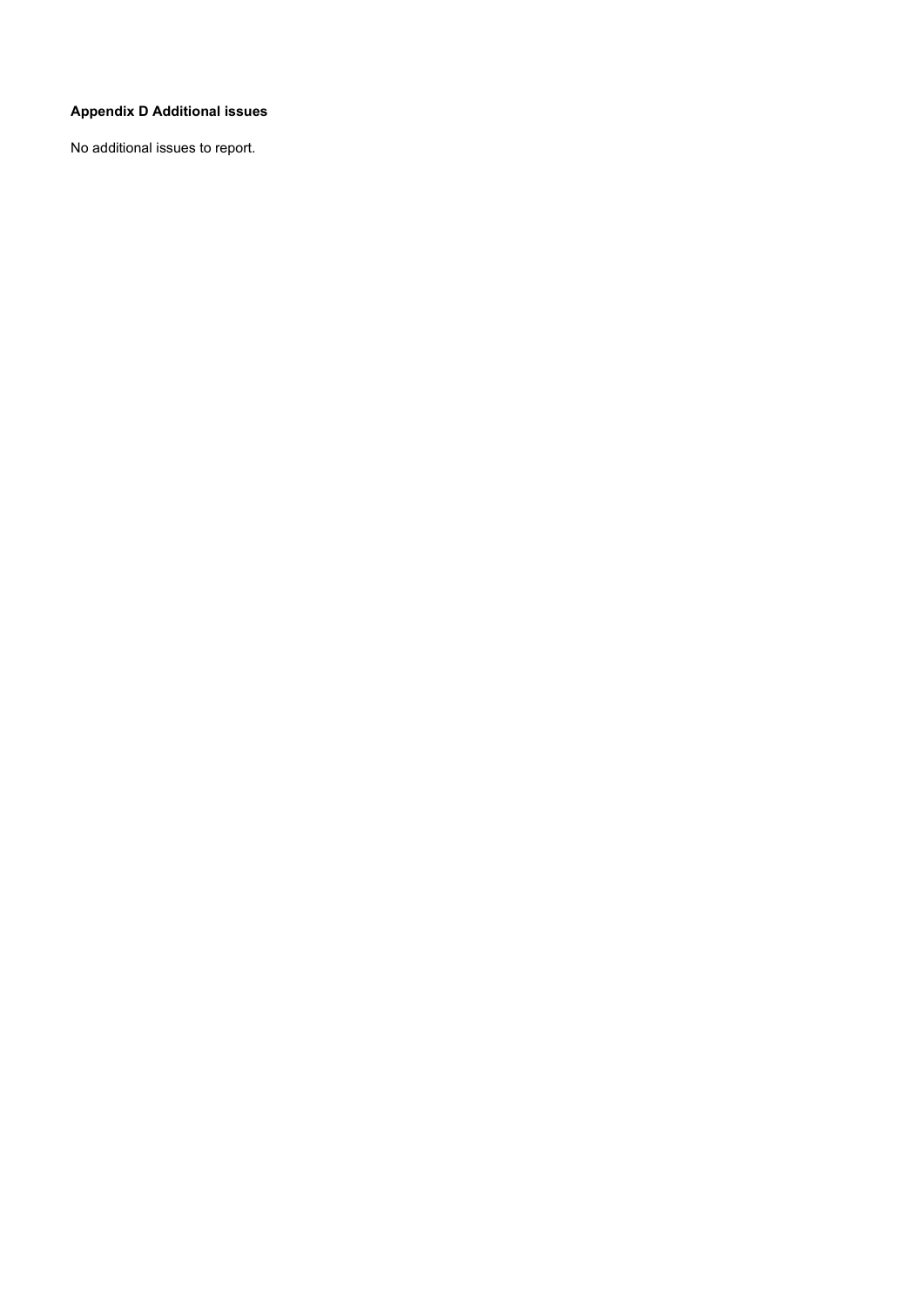**Appendix D Additional issues**

No additional issues to report.